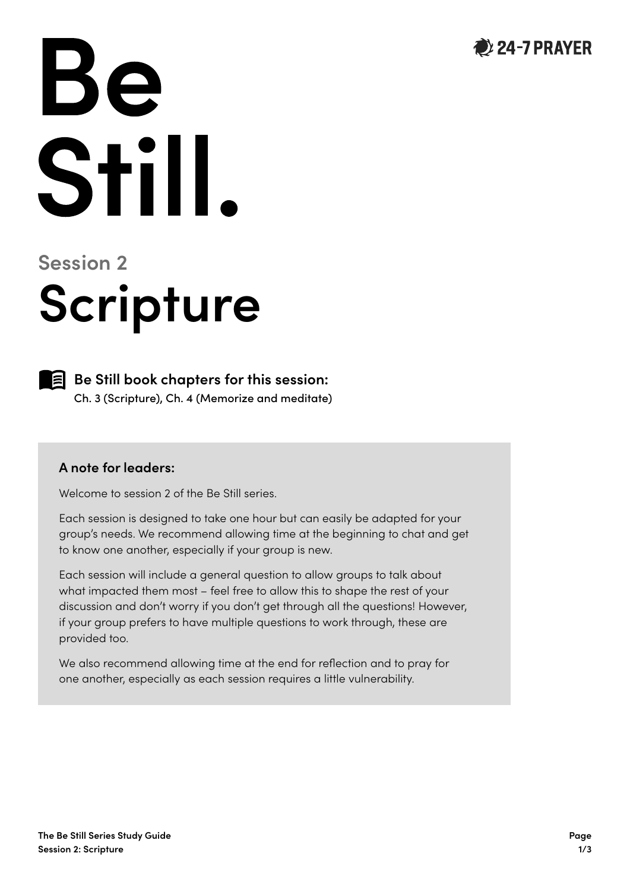24-7 PRAYER

# Be Still.

## Session 2

# Scripture

**Be Still book chapters for this session:**
Ch. 3 (Scripture), Ch. 4 (Memorize and meditate)

### A note for leaders:

Welcome to session 2 of the Be Still series.

Each session is designed to take one hour but can easily be adapted for your group's needs. We recommend allowing time at the beginning to chat and get to know one another, especially if your group is new.

Each session will include a general question to allow groups to talk about what impacted them most – feel free to allow this to shape the rest of your discussion and don't worry if you don't get through all the questions! However, if your group prefers to have multiple questions to work through, these are provided too.

We also recommend allowing time at the end for reflection and to pray for one another, especially as each session requires a little vulnerability.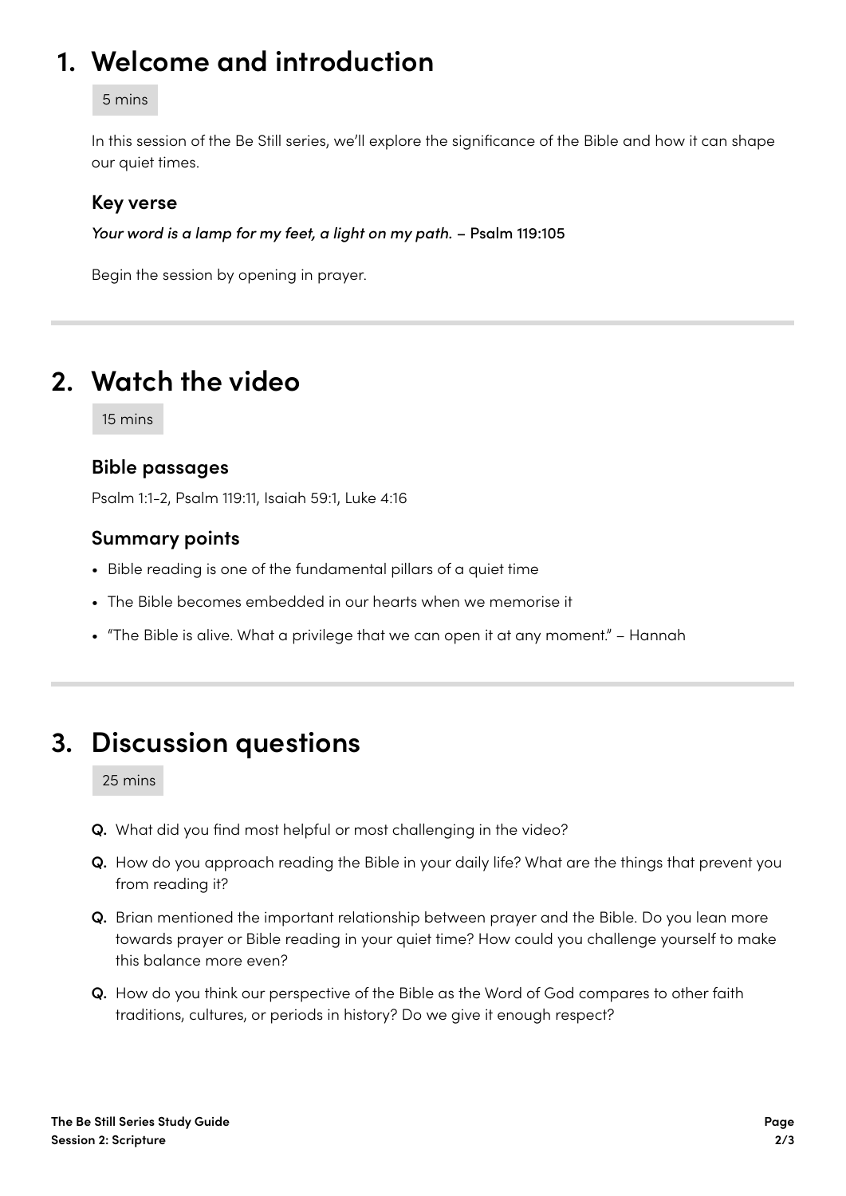# 1. Welcome and introduction

5 mins

In this session of the Be Still series, we'll explore the significance of the Bible and how it can shape our quiet times.

### Key verse

*Your word is a lamp for my feet, a light on my path.* – Psalm 119:105

Begin the session by opening in prayer.

---

# 2. Watch the video

15 mins

### Bible passages

Psalm 1:1–2, Psalm 119:11, Isaiah 59:1, Luke 4:16

### Summary points

- Bible reading is one of the fundamental pillars of a quiet time
- The Bible becomes embedded in our hearts when we memorise it
- "The Bible is alive. What a privilege that we can open it at any moment." – Hannah

---

# 3. Discussion questions

25 mins

**Q.** What did you find most helpful or most challenging in the video?

**Q.** How do you approach reading the Bible in your daily life? What are the things that prevent you from reading it?

**Q.** Brian mentioned the important relationship between prayer and the Bible. Do you lean more towards prayer or Bible reading in your quiet time? How could you challenge yourself to make this balance more even?

**Q.** How do you think our perspective of the Bible as the Word of God compares to other faith traditions, cultures, or periods in history? Do we give it enough respect?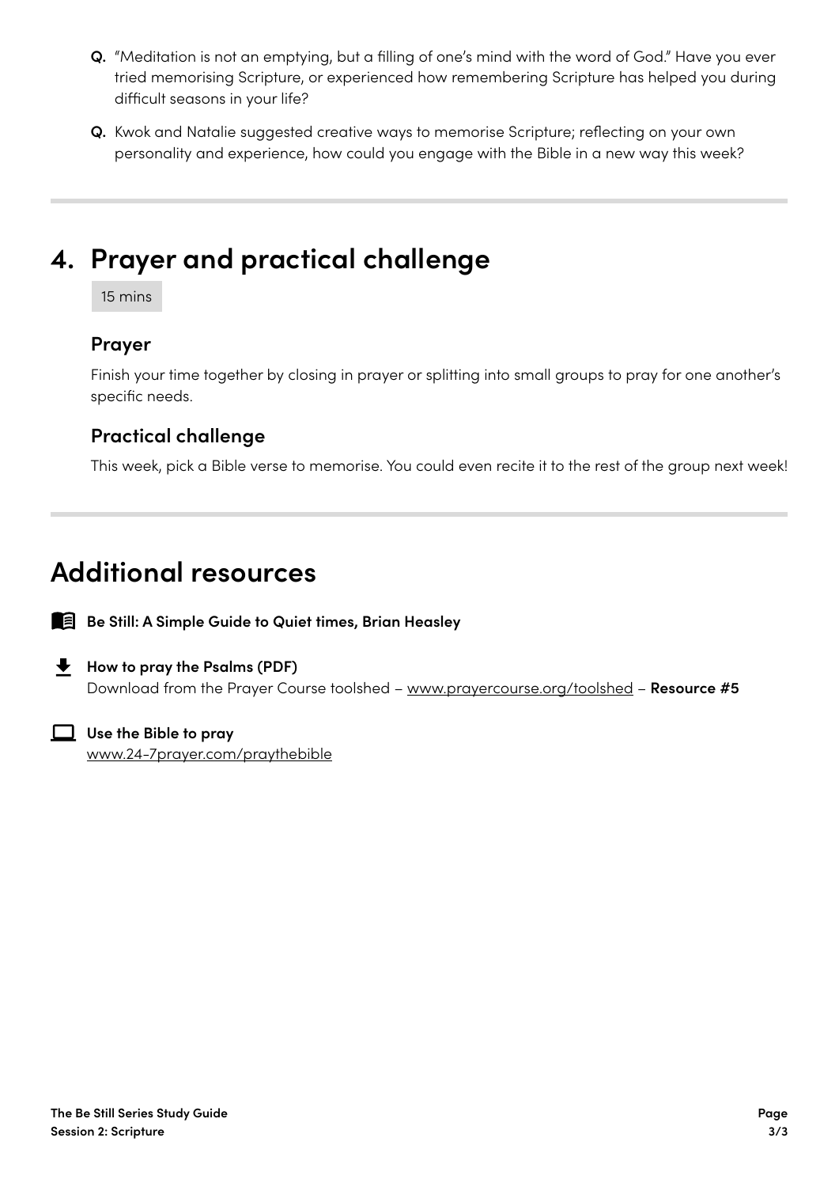**Q.** "Meditation is not an emptying, but a filling of one's mind with the word of God." Have you ever tried memorising Scripture, or experienced how remembering Scripture has helped you during difficult seasons in your life?

**Q.** Kwok and Natalie suggested creative ways to memorise Scripture; reflecting on your own personality and experience, how could you engage with the Bible in a new way this week?

## 4. Prayer and practical challenge

15 mins

### Prayer

Finish your time together by closing in prayer or splitting into small groups to pray for one another's specific needs.

### Practical challenge

This week, pick a Bible verse to memorise. You could even recite it to the rest of the group next week!

## Additional resources

**Be Still: A Simple Guide to Quiet times, Brian Heasley**

**How to pray the Psalms (PDF)**
Download from the Prayer Course toolshed – www.prayercourse.org/toolshed – **Resource #5**

**Use the Bible to pray**
www.24-7prayer.com/praythebible